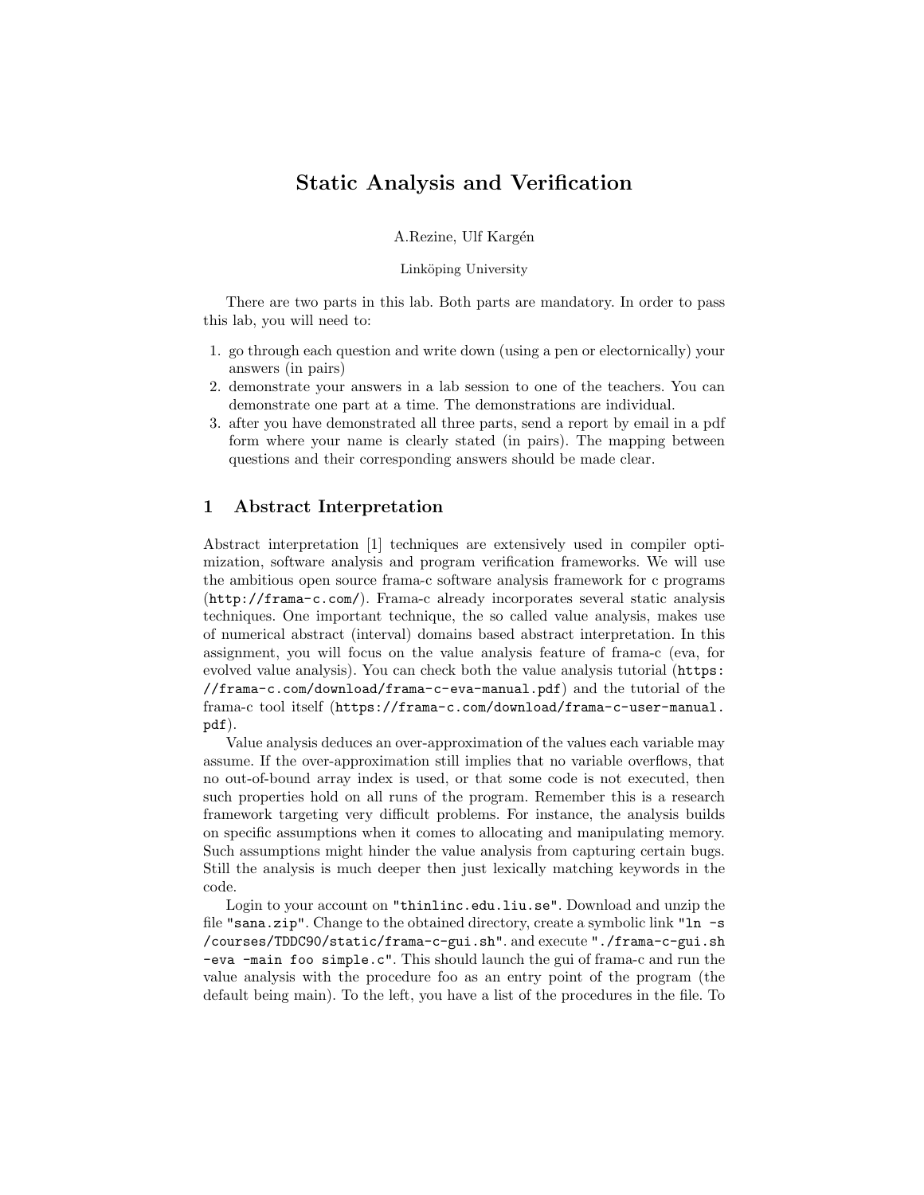# Static Analysis and Verification

A.Rezine, Ulf Kargén

Linköping University

There are two parts in this lab. Both parts are mandatory. In order to pass this lab, you will need to:

1. go through each question and write down (using a pen or electorncially) your answers (in pairs)
2. demonstrate your answers in a lab session to one of the teachers. You can demonstrate one part at a time. The demonstrations are individual.
3. after you have demonstrated all three parts, send a report by email in a pdf form where your name is clearly stated (in pairs). The mapping between questions and their corresponding answers should be made clear.

## 1 Abstract Interpretation

Abstract interpretation [1] techniques are extensively used in compiler optimization, software analysis and program verification frameworks. We will use the ambitious open source frama-c software analysis framework for c programs (`http://frama-c.com/`). Frama-c already incorporates several static analysis techniques. One important technique, the so called value analysis, makes use of numerical abstract (interval) domains based abstract interpretation. In this assignment, you will focus on the value analysis feature of frama-c (eva, for evolved value analysis). You can check both the value analysis tutorial (`https://frama-c.com/download/frama-c-eva-manual.pdf`) and the tutorial of the frama-c tool itself (`https://frama-c.com/download/frama-c-user-manual.pdf`).

Value analysis deduces an over-approximation of the values each variable may assume. If the over-approximation still implies that no variable overflows, that no out-of-bound array index is used, or that some code is not executed, then such properties hold on all runs of the program. Remember this is a research framework targeting very difficult problems. For instance, the analysis builds on specific assumptions when it comes to allocating and manipulating memory. Such assumptions might hinder the value analysis from capturing certain bugs. Still the analysis is much deeper then just lexically matching keywords in the code.

Login to your account on `"thinlinc.edu.liu.se"`. Download and unzip the file `"sana.zip"`. Change to the obtained directory, create a symbolic link `"ln -s /courses/TDDC90/static/frama-c-gui.sh"`. and execute `"./frama-c-gui.sh -eva -main foo simple.c"`. This should launch the gui of frama-c and run the value analysis with the procedure foo as an entry point of the program (the default being main). To the left, you have a list of the procedures in the file. To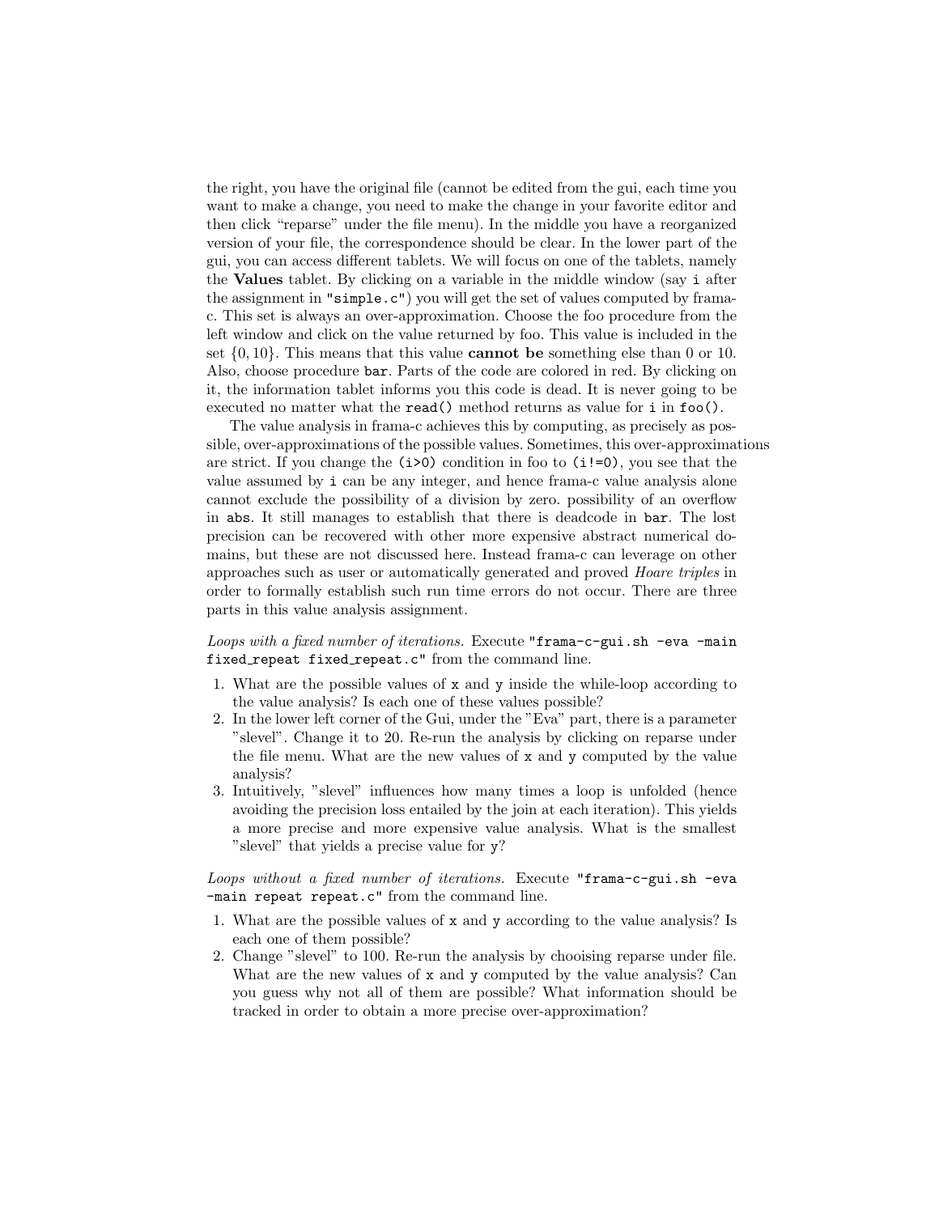the right, you have the original file (cannot be edited from the gui, each time you want to make a change, you need to make the change in your favorite editor and then click "reparse" under the file menu). In the middle you have a reorganized version of your file, the correspondence should be clear. In the lower part of the gui, you can access different tablets. We will focus on one of the tablets, namely the **Values** tablet. By clicking on a variable in the middle window (say `i` after the assignment in `"simple.c"`) you will get the set of values computed by frama-c. This set is always an over-approximation. Choose the foo procedure from the left window and click on the value returned by foo. This value is included in the set $\{0, 10\}$. This means that this value **cannot be** something else than 0 or 10. Also, choose procedure `bar`. Parts of the code are colored in red. By clicking on it, the information tablet informs you this code is dead. It is never going to be executed no matter what the `read()` method returns as value for `i` in `foo()`.

The value analysis in frama-c achieves this by computing, as precisely as possible, over-approximations of the possible values. Sometimes, this over-approximations are strict. If you change the `(i>0)` condition in foo to `(i!=0)`, you see that the value assumed by `i` can be any integer, and hence frama-c value analysis alone cannot exclude the possibility of a division by zero. possibility of an overflow in `abs`. It still manages to establish that there is deadcode in `bar`. The lost precision can be recovered with other more expensive abstract numerical domains, but these are not discussed here. Instead frama-c can leverage on other approaches such as user or automatically generated and proved *Hoare triples* in order to formally establish such run time errors do not occur. There are three parts in this value analysis assignment.

*Loops with a fixed number of iterations.* Execute `"frama-c-gui.sh -eva -main fixed_repeat fixed_repeat.c"` from the command line.

1. What are the possible values of `x` and `y` inside the while-loop according to the value analysis? Is each one of these values possible?
2. In the lower left corner of the Gui, under the "Eva" part, there is a parameter "slevel". Change it to 20. Re-run the analysis by clicking on reparse under the file menu. What are the new values of `x` and `y` computed by the value analysis?
3. Intuitively, "slevel" influences how many times a loop is unfolded (hence avoiding the precision loss entailed by the join at each iteration). This yields a more precise and more expensive value analysis. What is the smallest "slevel" that yields a precise value for `y`?

*Loops without a fixed number of iterations.* Execute `"frama-c-gui.sh -eva -main repeat repeat.c"` from the command line.

1. What are the possible values of `x` and `y` according to the value analysis? Is each one of them possible?
2. Change "slevel" to 100. Re-run the analysis by chooising reparse under file. What are the new values of `x` and `y` computed by the value analysis? Can you guess why not all of them are possible? What information should be tracked in order to obtain a more precise over-approximation?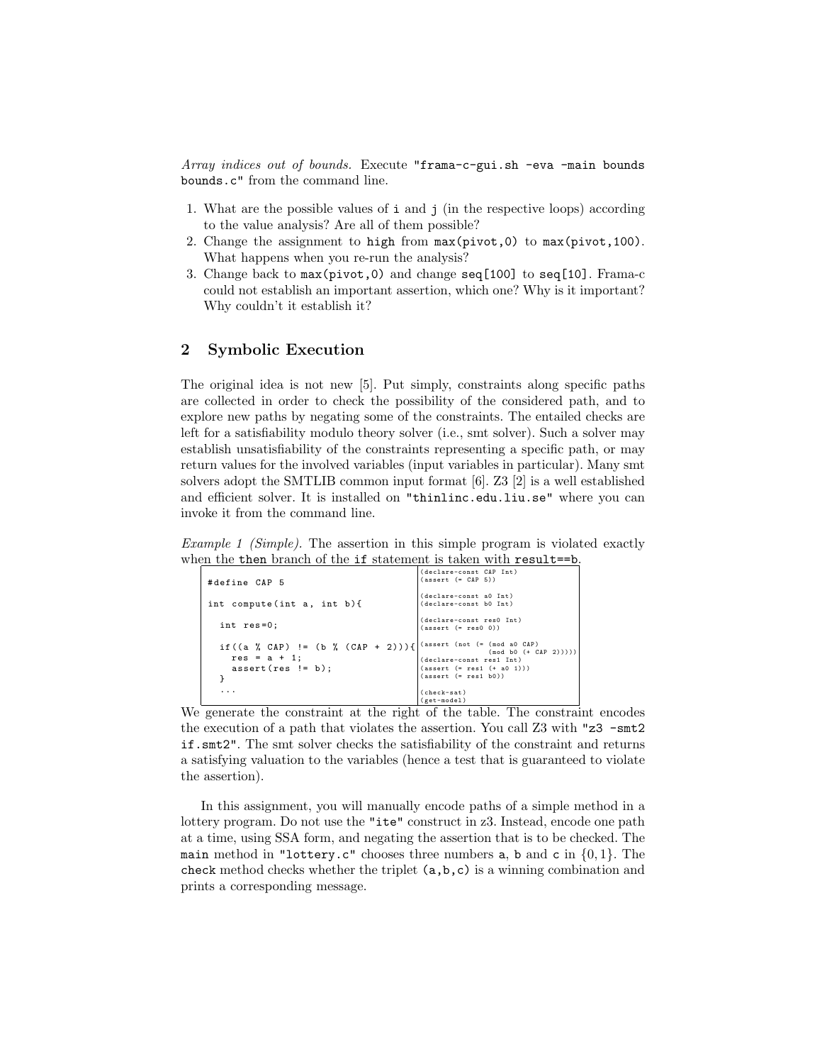*Array indices out of bounds.* Execute "`frama-c-gui.sh -eva -main bounds bounds.c`" from the command line.

1. What are the possible values of `i` and `j` (in the respective loops) according to the value analysis? Are all of them possible?
2. Change the assignment to `high` from `max(pivot,0)` to `max(pivot,100)`. What happens when you re-run the analysis?
3. Change back to `max(pivot,0)` and change `seq[100]` to `seq[10]`. Frama-c could not establish an important assertion, which one? Why is it important? Why couldn't it establish it?

## 2 Symbolic Execution

The original idea is not new [5]. Put simply, constraints along specific paths are collected in order to check the possibility of the considered path, and to explore new paths by negating some of the constraints. The entailed checks are left for a satisfiability modulo theory solver (i.e., smt solver). Such a solver may establish unsatisfiability of the constraints representing a specific path, or may return values for the involved variables (input variables in particular). Many smt solvers adopt the SMTLIB common input format [6]. Z3 [2] is a well established and efficient solver. It is installed on "`thinlinc.edu.liu.se`" where you can invoke it from the command line.

*Example 1 (Simple).* The assertion in this simple program is violated exactly when the `then` branch of the `if` statement is taken with `result==b`.

```c
#define CAP 5

int compute(int a, int b){

  int res=0;

  if((a % CAP) != (b % (CAP + 2))){
    res = a + 1;
    assert(res != b);
  }
  ...
```

```
(declare-const CAP Int)
(assert (= CAP 5))

(declare-const a0 Int)
(declare-const b0 Int)

(declare-const res0 Int)
(assert (= res0 0))

(assert (not (= (mod a0 CAP)
                (mod b0 (+ CAP 2)))))
(declare-const res1 Int)
(assert (= res1 (+ a0 1)))
(assert (= res1 b0))

(check-sat)
(get-model)
```

We generate the constraint at the right of the table. The constraint encodes the execution of a path that violates the assertion. You call Z3 with "`z3 -smt2 if.smt2`". The smt solver checks the satisfiability of the constraint and returns a satisfying valuation to the variables (hence a test that is guaranteed to violate the assertion).

In this assignment, you will manually encode paths of a simple method in a lottery program. Do not use the "`ite`" construct in z3. Instead, encode one path at a time, using SSA form, and negating the assertion that is to be checked. The `main` method in "`lottery.c`" chooses three numbers `a`, `b` and `c` in $\{0, 1\}$. The `check` method checks whether the triplet `(a,b,c)` is a winning combination and prints a corresponding message.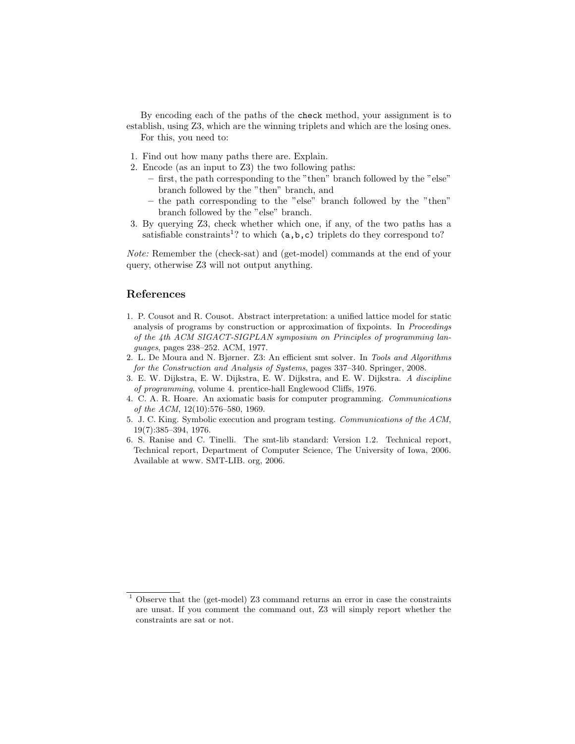By encoding each of the paths of the `check` method, your assignment is to establish, using Z3, which are the winning triplets and which are the losing ones.

For this, you need to:

1. Find out how many paths there are. Explain.
2. Encode (as an input to Z3) the two following paths:
   - first, the path corresponding to the "then" branch followed by the "else" branch followed by the "then" branch, and
   - the path corresponding to the "else" branch followed by the "then" branch followed by the "else" branch.
3. By querying Z3, check whether which one, if any, of the two paths has a satisfiable constraints[1]? to which `(a,b,c)` triplets do they correspond to?

*Note:* Remember the (check-sat) and (get-model) commands at the end of your query, otherwise Z3 will not output anything.

## References

1. P. Cousot and R. Cousot. Abstract interpretation: a unified lattice model for static analysis of programs by construction or approximation of fixpoints. In *Proceedings of the 4th ACM SIGACT-SIGPLAN symposium on Principles of programming languages*, pages 238–252. ACM, 1977.
2. L. De Moura and N. Bjørner. Z3: An efficient smt solver. In *Tools and Algorithms for the Construction and Analysis of Systems*, pages 337–340. Springer, 2008.
3. E. W. Dijkstra, E. W. Dijkstra, E. W. Dijkstra, and E. W. Dijkstra. *A discipline of programming*, volume 4. prentice-hall Englewood Cliffs, 1976.
4. C. A. R. Hoare. An axiomatic basis for computer programming. *Communications of the ACM*, 12(10):576–580, 1969.
5. J. C. King. Symbolic execution and program testing. *Communications of the ACM*, 19(7):385–394, 1976.
6. S. Ranise and C. Tinelli. The smt-lib standard: Version 1.2. Technical report, Technical report, Department of Computer Science, The University of Iowa, 2006. Available at www. SMT-LIB. org, 2006.

[1] Observe that the (get-model) Z3 command returns an error in case the constraints are unsat. If you comment the command out, Z3 will simply report whether the constraints are sat or not.